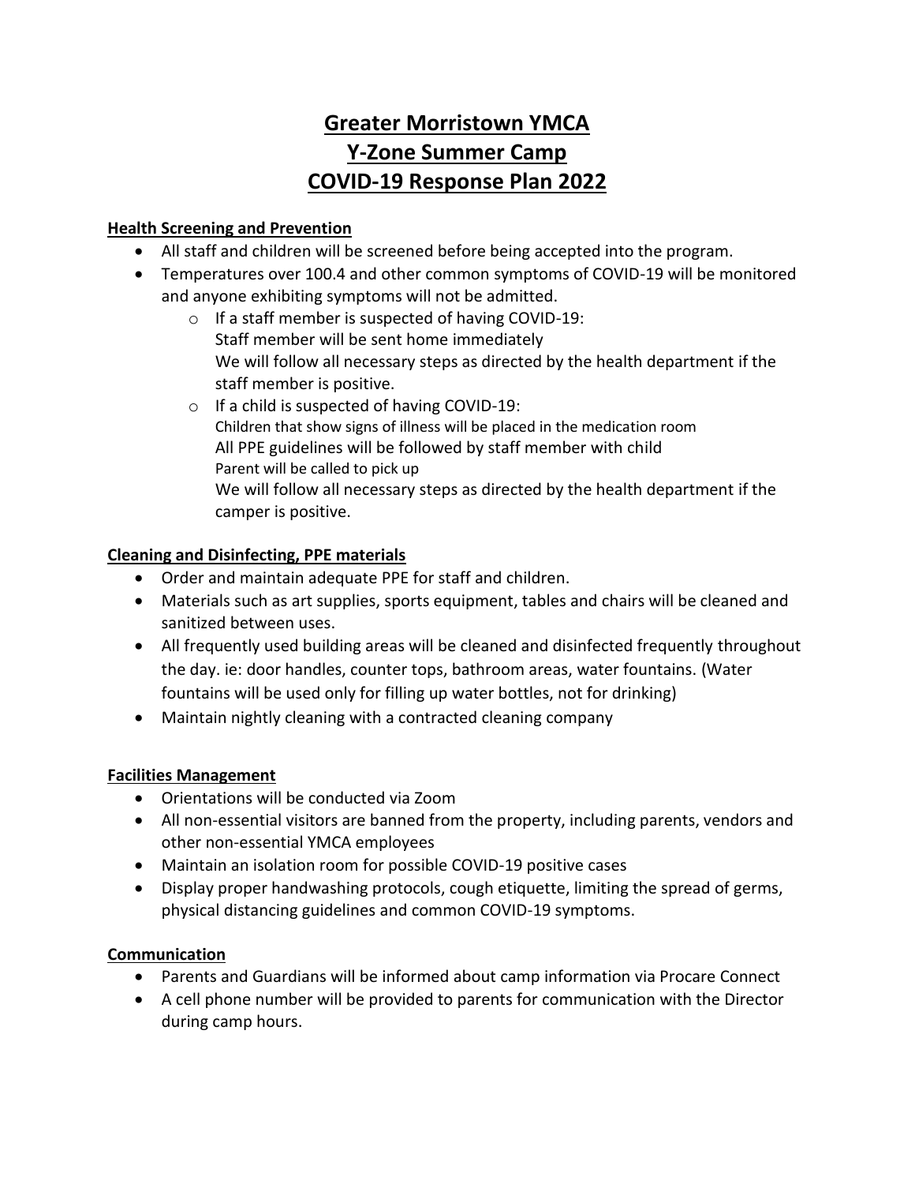# Greater Morristown YMCA
# Y-Zone Summer Camp
# COVID-19 Response Plan 2022

**Health Screening and Prevention**

- All staff and children will be screened before being accepted into the program.
- Temperatures over 100.4 and other common symptoms of COVID-19 will be monitored and anyone exhibiting symptoms will not be admitted.
  - If a staff member is suspected of having COVID-19:
    Staff member will be sent home immediately
    We will follow all necessary steps as directed by the health department if the staff member is positive.
  - If a child is suspected of having COVID-19:
    Children that show signs of illness will be placed in the medication room
    All PPE guidelines will be followed by staff member with child
    Parent will be called to pick up
    We will follow all necessary steps as directed by the health department if the camper is positive.

**Cleaning and Disinfecting, PPE materials**

- Order and maintain adequate PPE for staff and children.
- Materials such as art supplies, sports equipment, tables and chairs will be cleaned and sanitized between uses.
- All frequently used building areas will be cleaned and disinfected frequently throughout the day. ie: door handles, counter tops, bathroom areas, water fountains. (Water fountains will be used only for filling up water bottles, not for drinking)
- Maintain nightly cleaning with a contracted cleaning company

**Facilities Management**

- Orientations will be conducted via Zoom
- All non-essential visitors are banned from the property, including parents, vendors and other non-essential YMCA employees
- Maintain an isolation room for possible COVID-19 positive cases
- Display proper handwashing protocols, cough etiquette, limiting the spread of germs, physical distancing guidelines and common COVID-19 symptoms.

**Communication**

- Parents and Guardians will be informed about camp information via Procare Connect
- A cell phone number will be provided to parents for communication with the Director during camp hours.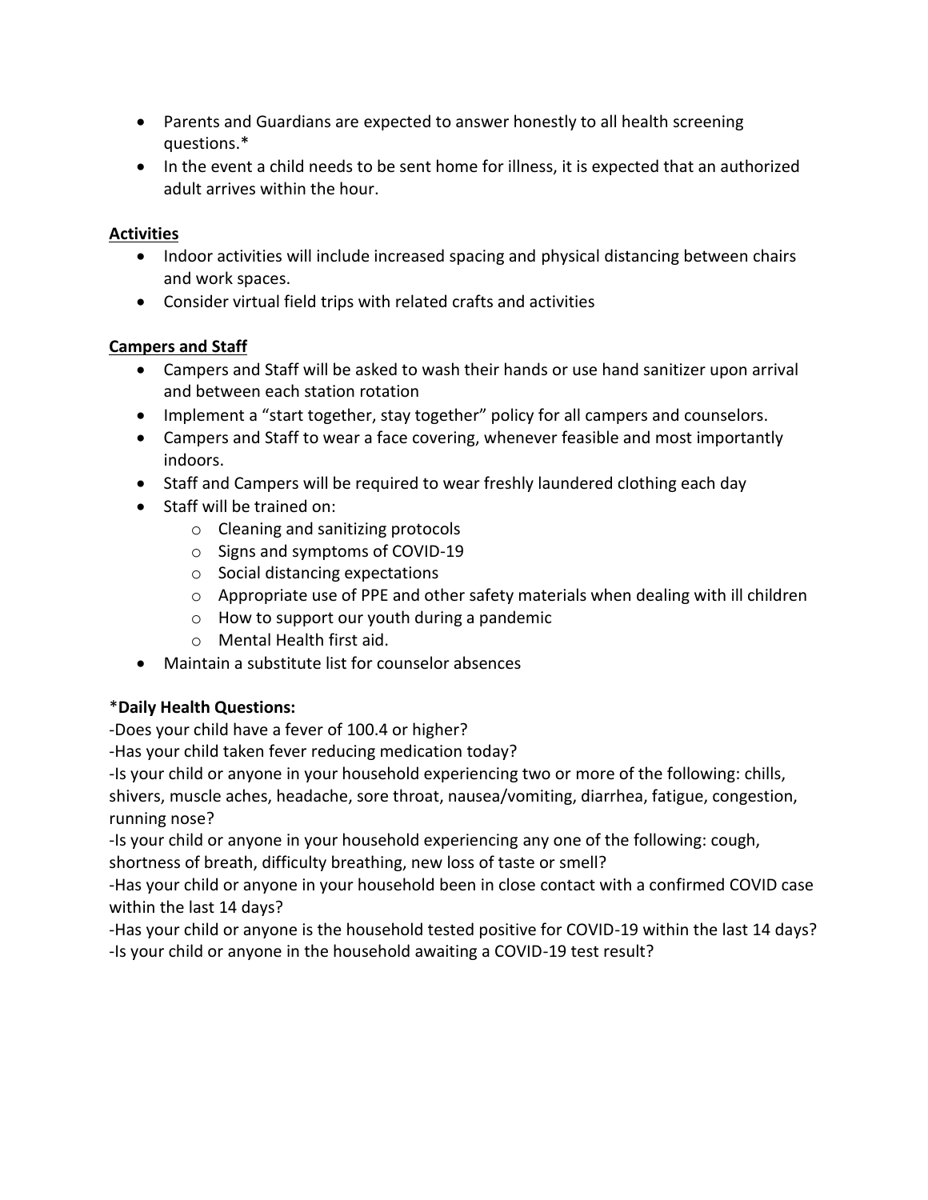- Parents and Guardians are expected to answer honestly to all health screening questions.*
- In the event a child needs to be sent home for illness, it is expected that an authorized adult arrives within the hour.

**Activities**

- Indoor activities will include increased spacing and physical distancing between chairs and work spaces.
- Consider virtual field trips with related crafts and activities

**Campers and Staff**

- Campers and Staff will be asked to wash their hands or use hand sanitizer upon arrival and between each station rotation
- Implement a "start together, stay together" policy for all campers and counselors.
- Campers and Staff to wear a face covering, whenever feasible and most importantly indoors.
- Staff and Campers will be required to wear freshly laundered clothing each day
- Staff will be trained on:
  - Cleaning and sanitizing protocols
  - Signs and symptoms of COVID-19
  - Social distancing expectations
  - Appropriate use of PPE and other safety materials when dealing with ill children
  - How to support our youth during a pandemic
  - Mental Health first aid.
- Maintain a substitute list for counselor absences

***Daily Health Questions:**

-Does your child have a fever of 100.4 or higher?

-Has your child taken fever reducing medication today?

-Is your child or anyone in your household experiencing two or more of the following: chills, shivers, muscle aches, headache, sore throat, nausea/vomiting, diarrhea, fatigue, congestion, running nose?

-Is your child or anyone in your household experiencing any one of the following: cough, shortness of breath, difficulty breathing, new loss of taste or smell?

-Has your child or anyone in your household been in close contact with a confirmed COVID case within the last 14 days?

-Has your child or anyone is the household tested positive for COVID-19 within the last 14 days?

-Is your child or anyone in the household awaiting a COVID-19 test result?